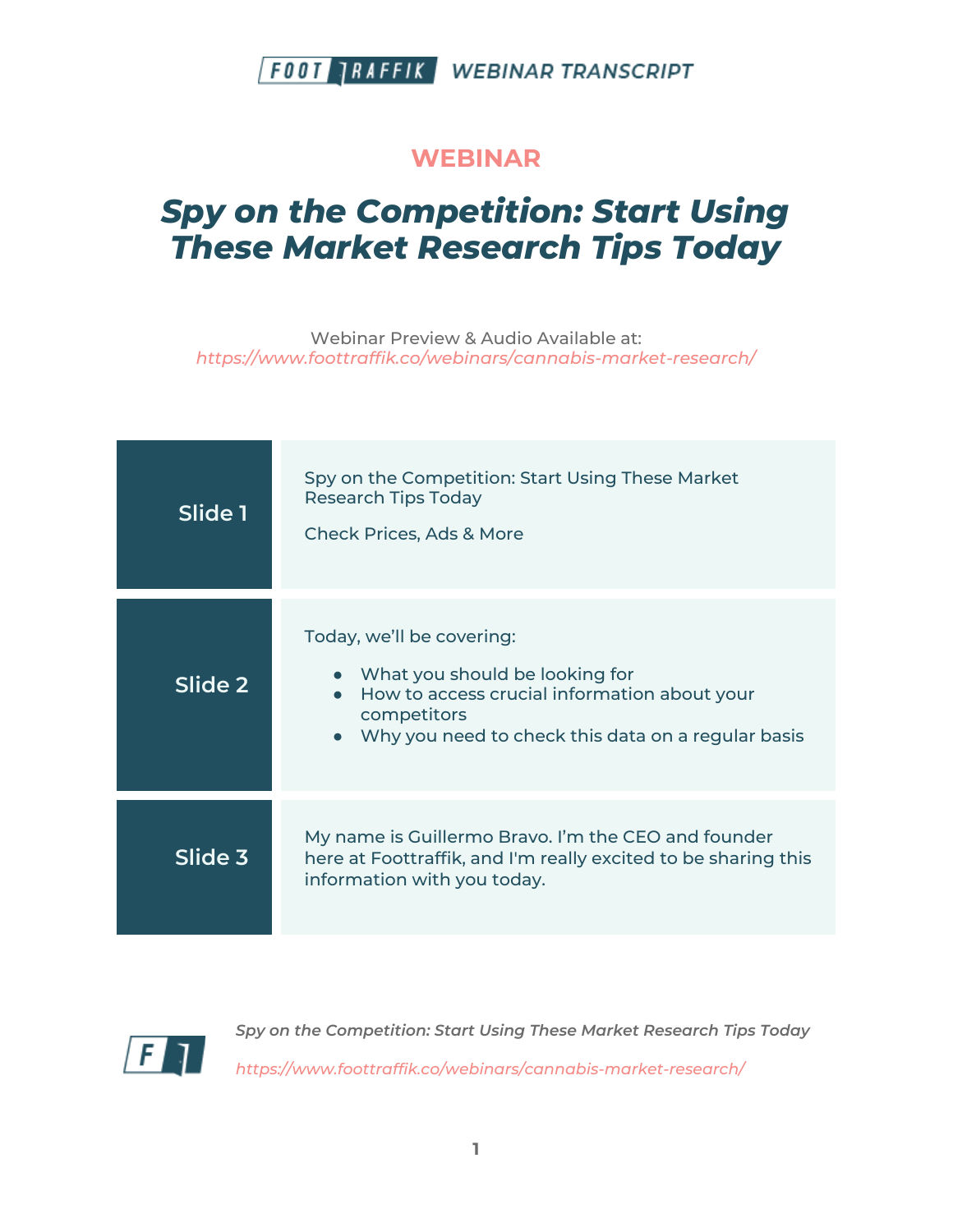# WEBINAR

## Spy on the Competition: Start Using These Market Research Tips Today

Webinar Preview & Audio Available at:
https://www.foottraffik.co/webinars/cannabis-market-research/

| | |
|---|---|
| **Slide 1** | Spy on the Competition: Start Using These Market Research Tips Today<br><br>Check Prices, Ads & More |
| **Slide 2** | Today, we'll be covering:<br>● What you should be looking for<br>● How to access crucial information about your competitors<br>● Why you need to check this data on a regular basis |
| **Slide 3** | My name is Guillermo Bravo. I'm the CEO and founder here at Foottraffik, and I'm really excited to be sharing this information with you today. |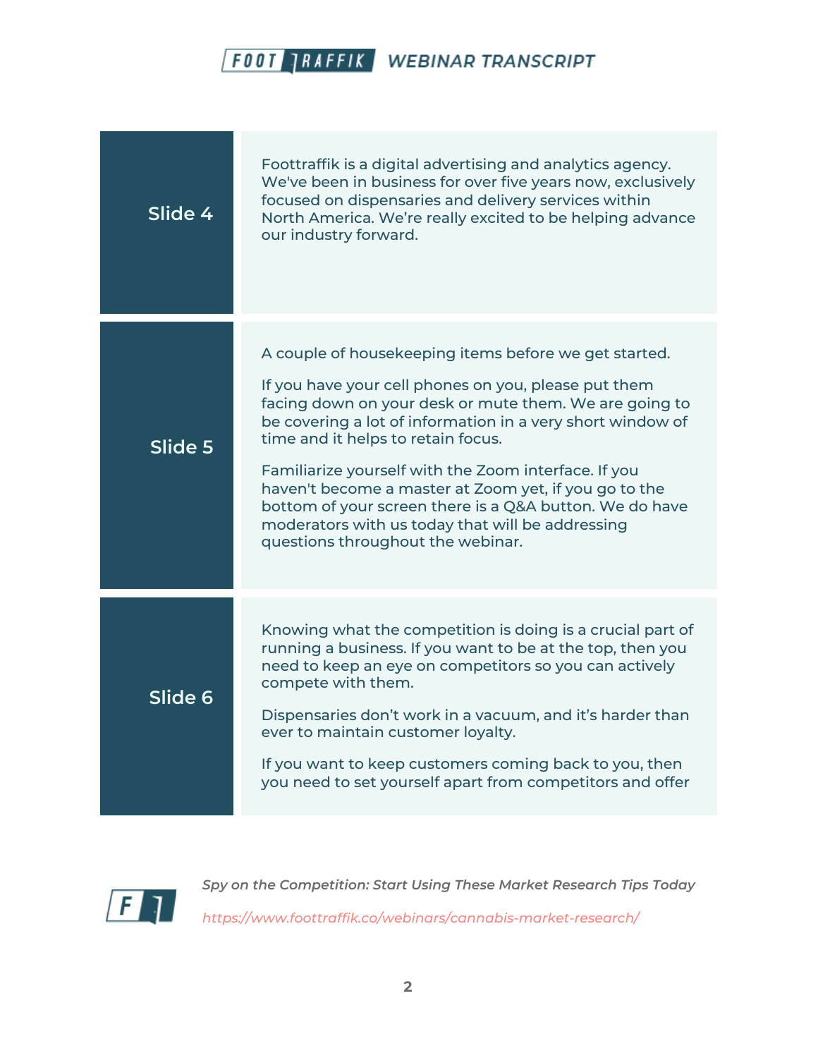| | |
|---|---|
| Slide 4 | Foottraffik is a digital advertising and analytics agency. We've been in business for over five years now, exclusively focused on dispensaries and delivery services within North America. We're really excited to be helping advance our industry forward. |
| Slide 5 | A couple of housekeeping items before we get started.<br><br>If you have your cell phones on you, please put them facing down on your desk or mute them. We are going to be covering a lot of information in a very short window of time and it helps to retain focus.<br><br>Familiarize yourself with the Zoom interface. If you haven't become a master at Zoom yet, if you go to the bottom of your screen there is a Q&A button. We do have moderators with us today that will be addressing questions throughout the webinar. |
| Slide 6 | Knowing what the competition is doing is a crucial part of running a business. If you want to be at the top, then you need to keep an eye on competitors so you can actively compete with them.<br><br>Dispensaries don't work in a vacuum, and it's harder than ever to maintain customer loyalty.<br><br>If you want to keep customers coming back to you, then you need to set yourself apart from competitors and offer |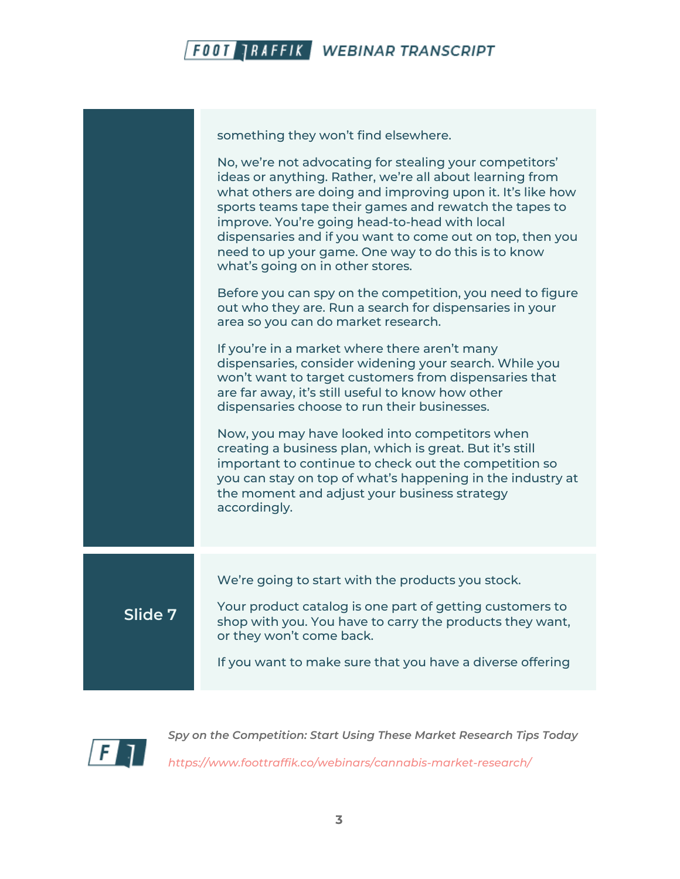something they won't find elsewhere.

No, we're not advocating for stealing your competitors' ideas or anything. Rather, we're all about learning from what others are doing and improving upon it. It's like how sports teams tape their games and rewatch the tapes to improve. You're going head-to-head with local dispensaries and if you want to come out on top, then you need to up your game. One way to do this is to know what's going on in other stores.

Before you can spy on the competition, you need to figure out who they are. Run a search for dispensaries in your area so you can do market research.

If you're in a market where there aren't many dispensaries, consider widening your search. While you won't want to target customers from dispensaries that are far away, it's still useful to know how other dispensaries choose to run their businesses.

Now, you may have looked into competitors when creating a business plan, which is great. But it's still important to continue to check out the competition so you can stay on top of what's happening in the industry at the moment and adjust your business strategy accordingly.

**Slide 7**

We're going to start with the products you stock.

Your product catalog is one part of getting customers to shop with you. You have to carry the products they want, or they won't come back.

If you want to make sure that you have a diverse offering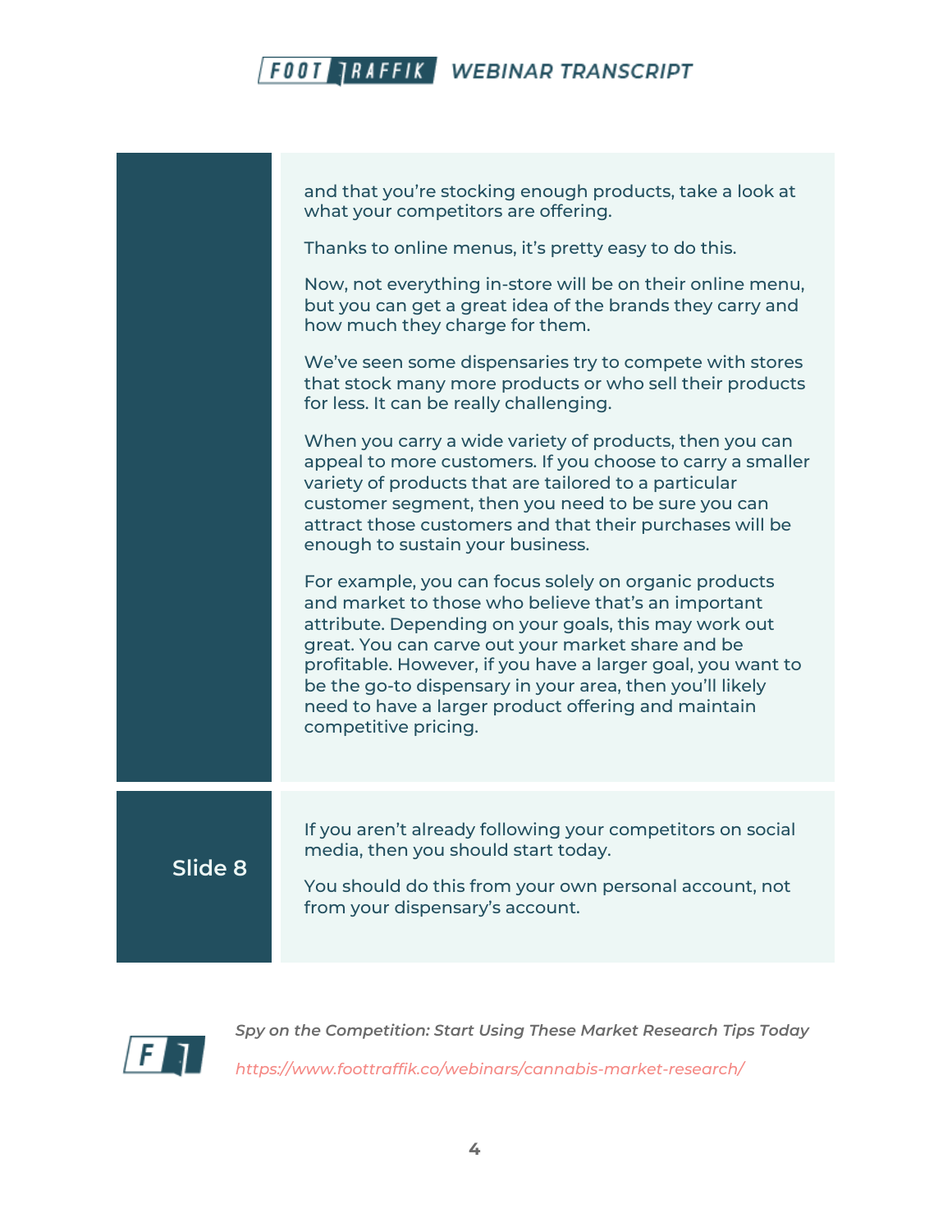|  |  |
| --- | --- |
|  | and that you're stocking enough products, take a look at what your competitors are offering.<br><br>Thanks to online menus, it's pretty easy to do this.<br><br>Now, not everything in-store will be on their online menu, but you can get a great idea of the brands they carry and how much they charge for them.<br><br>We've seen some dispensaries try to compete with stores that stock many more products or who sell their products for less. It can be really challenging.<br><br>When you carry a wide variety of products, then you can appeal to more customers. If you choose to carry a smaller variety of products that are tailored to a particular customer segment, then you need to be sure you can attract those customers and that their purchases will be enough to sustain your business.<br><br>For example, you can focus solely on organic products and market to those who believe that's an important attribute. Depending on your goals, this may work out great. You can carve out your market share and be profitable. However, if you have a larger goal, you want to be the go-to dispensary in your area, then you'll likely need to have a larger product offering and maintain competitive pricing. |
| Slide 8 | If you aren't already following your competitors on social media, then you should start today.<br><br>You should do this from your own personal account, not from your dispensary's account. |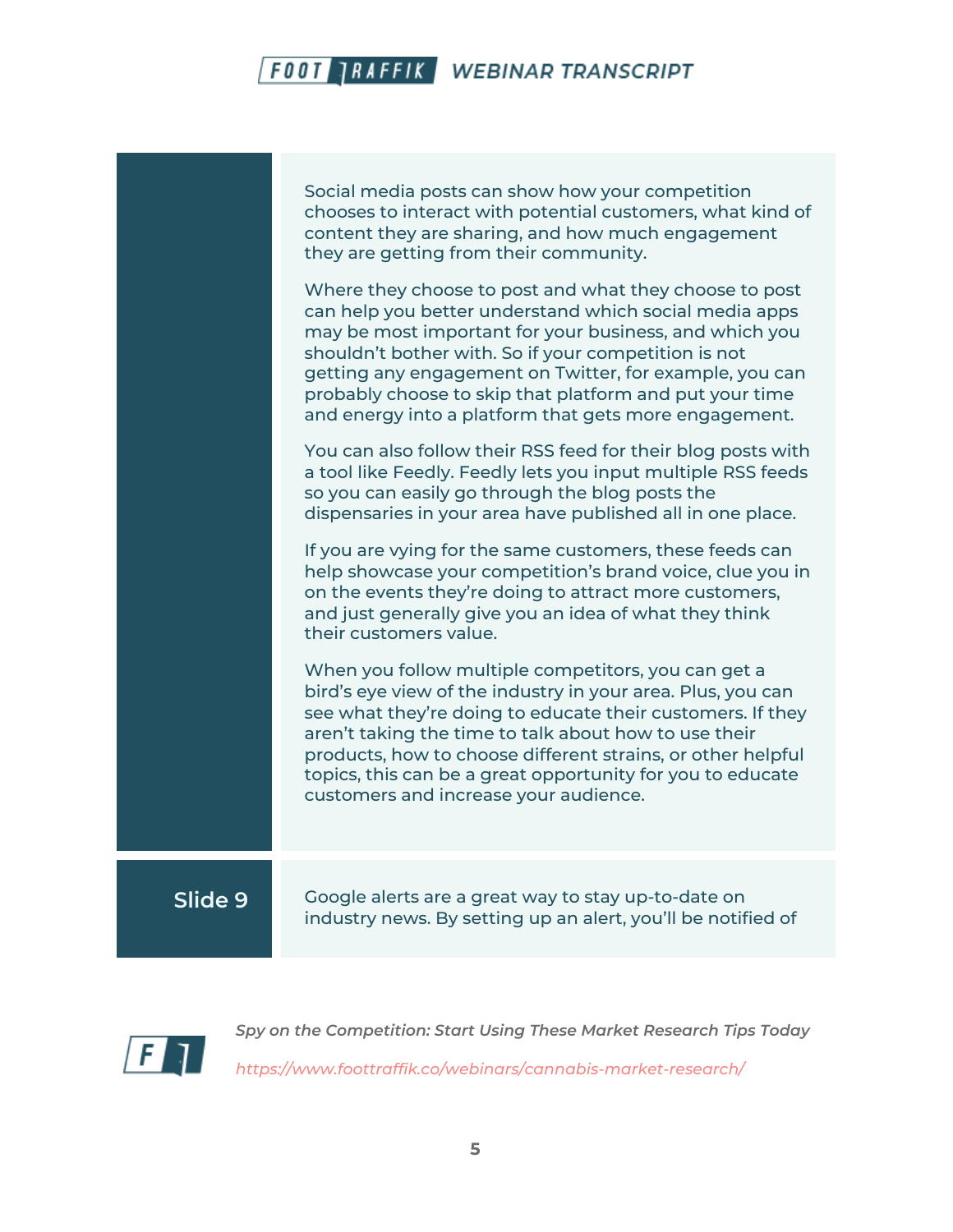Social media posts can show how your competition chooses to interact with potential customers, what kind of content they are sharing, and how much engagement they are getting from their community.

Where they choose to post and what they choose to post can help you better understand which social media apps may be most important for your business, and which you shouldn't bother with. So if your competition is not getting any engagement on Twitter, for example, you can probably choose to skip that platform and put your time and energy into a platform that gets more engagement.

You can also follow their RSS feed for their blog posts with a tool like Feedly. Feedly lets you input multiple RSS feeds so you can easily go through the blog posts the dispensaries in your area have published all in one place.

If you are vying for the same customers, these feeds can help showcase your competition's brand voice, clue you in on the events they're doing to attract more customers, and just generally give you an idea of what they think their customers value.

When you follow multiple competitors, you can get a bird's eye view of the industry in your area. Plus, you can see what they're doing to educate their customers. If they aren't taking the time to talk about how to use their products, how to choose different strains, or other helpful topics, this can be a great opportunity for you to educate customers and increase your audience.

**Slide 9**

Google alerts are a great way to stay up-to-date on industry news. By setting up an alert, you'll be notified of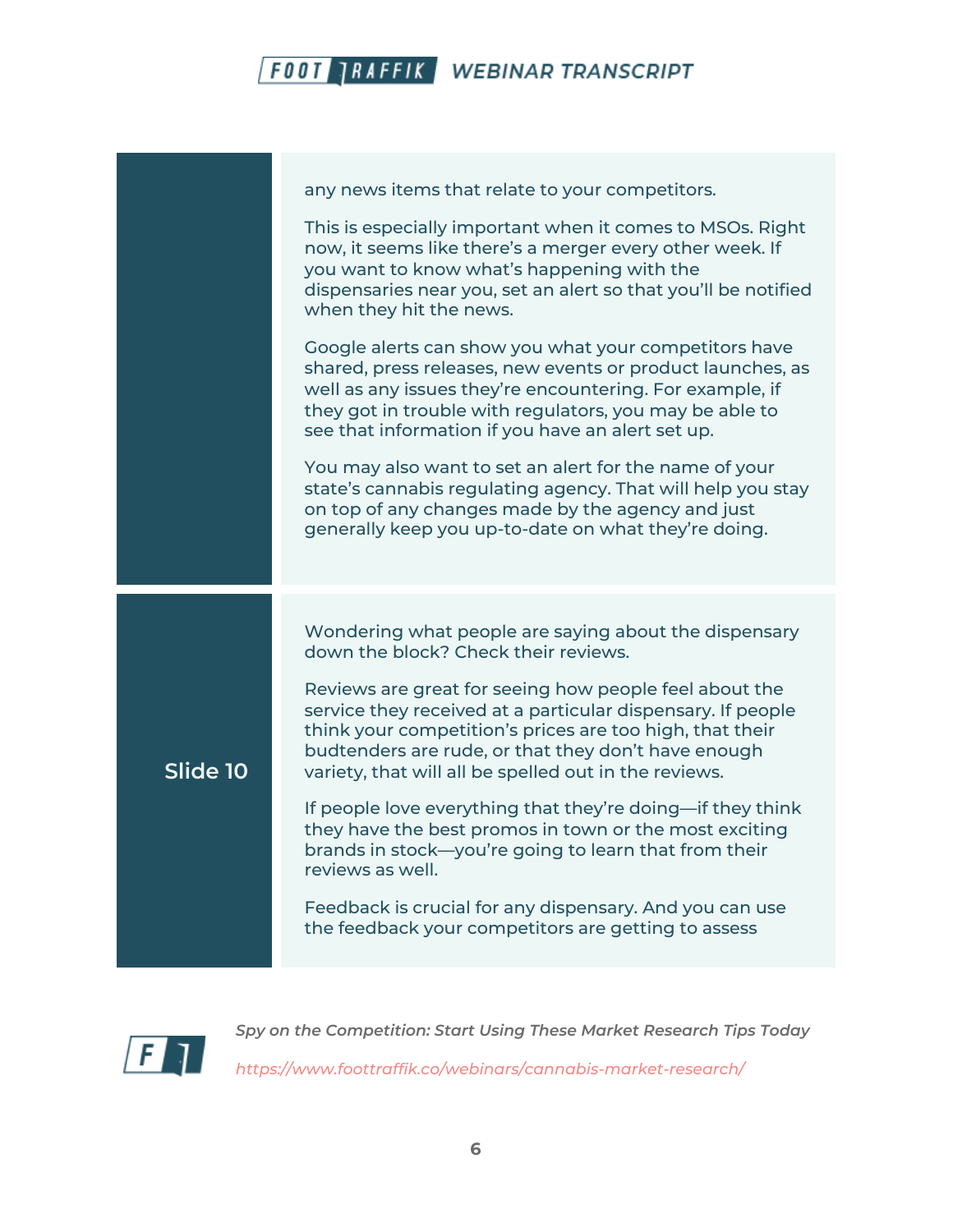any news items that relate to your competitors.

This is especially important when it comes to MSOs. Right now, it seems like there's a merger every other week. If you want to know what's happening with the dispensaries near you, set an alert so that you'll be notified when they hit the news.

Google alerts can show you what your competitors have shared, press releases, new events or product launches, as well as any issues they're encountering. For example, if they got in trouble with regulators, you may be able to see that information if you have an alert set up.

You may also want to set an alert for the name of your state's cannabis regulating agency. That will help you stay on top of any changes made by the agency and just generally keep you up-to-date on what they're doing.

**Slide 10**

Wondering what people are saying about the dispensary down the block? Check their reviews.

Reviews are great for seeing how people feel about the service they received at a particular dispensary. If people think your competition's prices are too high, that their budtenders are rude, or that they don't have enough variety, that will all be spelled out in the reviews.

If people love everything that they're doing—if they think they have the best promos in town or the most exciting brands in stock—you're going to learn that from their reviews as well.

Feedback is crucial for any dispensary. And you can use the feedback your competitors are getting to assess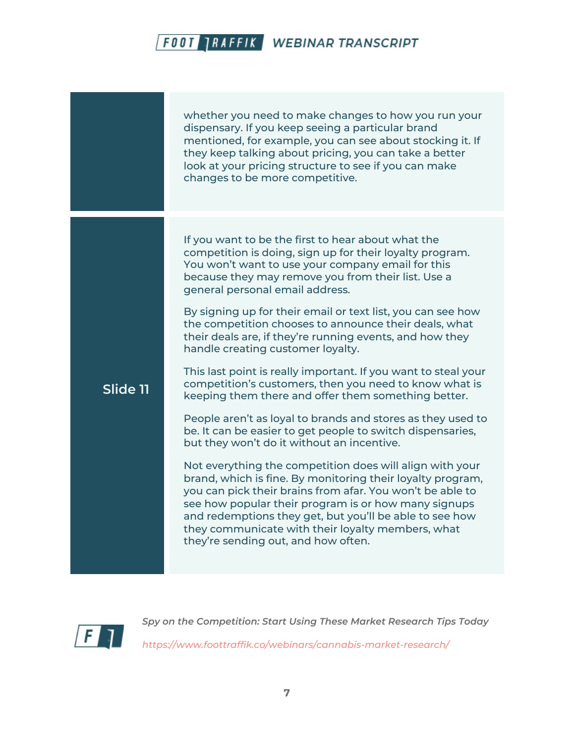whether you need to make changes to how you run your dispensary. If you keep seeing a particular brand mentioned, for example, you can see about stocking it. If they keep talking about pricing, you can take a better look at your pricing structure to see if you can make changes to be more competitive.

**Slide 11**

If you want to be the first to hear about what the competition is doing, sign up for their loyalty program. You won't want to use your company email for this because they may remove you from their list. Use a general personal email address.

By signing up for their email or text list, you can see how the competition chooses to announce their deals, what their deals are, if they're running events, and how they handle creating customer loyalty.

This last point is really important. If you want to steal your competition's customers, then you need to know what is keeping them there and offer them something better.

People aren't as loyal to brands and stores as they used to be. It can be easier to get people to switch dispensaries, but they won't do it without an incentive.

Not everything the competition does will align with your brand, which is fine. By monitoring their loyalty program, you can pick their brains from afar. You won't be able to see how popular their program is or how many signups and redemptions they get, but you'll be able to see how they communicate with their loyalty members, what they're sending out, and how often.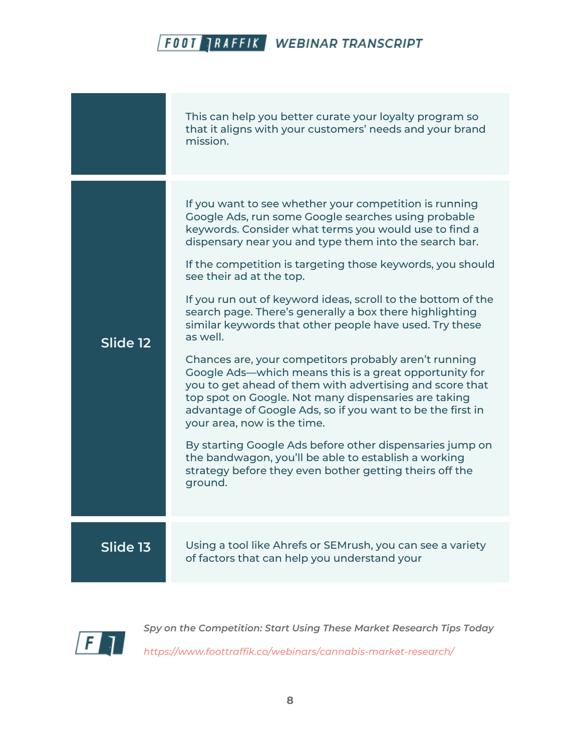| | |
|---|---|
| | This can help you better curate your loyalty program so that it aligns with your customers' needs and your brand mission. |
| Slide 12 | If you want to see whether your competition is running Google Ads, run some Google searches using probable keywords. Consider what terms you would use to find a dispensary near you and type them into the search bar.<br><br>If the competition is targeting those keywords, you should see their ad at the top.<br><br>If you run out of keyword ideas, scroll to the bottom of the search page. There's generally a box there highlighting similar keywords that other people have used. Try these as well.<br><br>Chances are, your competitors probably aren't running Google Ads—which means this is a great opportunity for you to get ahead of them with advertising and score that top spot on Google. Not many dispensaries are taking advantage of Google Ads, so if you want to be the first in your area, now is the time.<br><br>By starting Google Ads before other dispensaries jump on the bandwagon, you'll be able to establish a working strategy before they even bother getting theirs off the ground. |
| Slide 13 | Using a tool like Ahrefs or SEMrush, you can see a variety of factors that can help you understand your |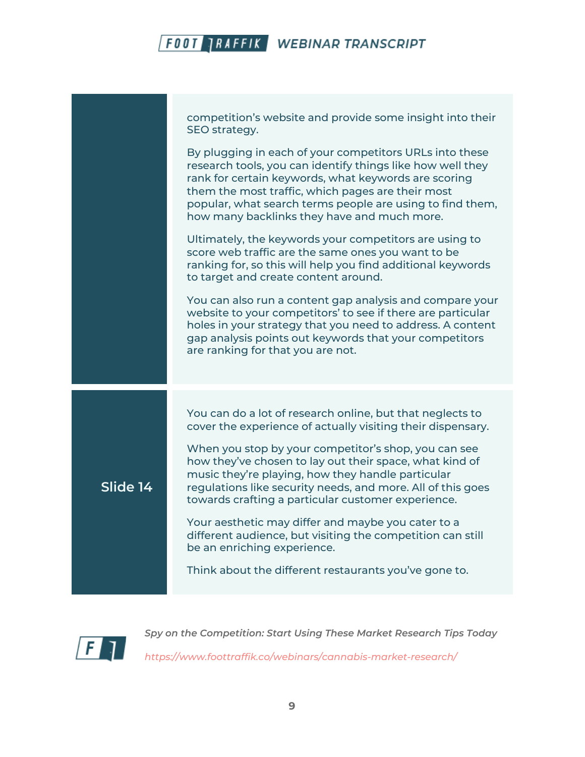competition's website and provide some insight into their SEO strategy.

By plugging in each of your competitors URLs into these research tools, you can identify things like how well they rank for certain keywords, what keywords are scoring them the most traffic, which pages are their most popular, what search terms people are using to find them, how many backlinks they have and much more.

Ultimately, the keywords your competitors are using to score web traffic are the same ones you want to be ranking for, so this will help you find additional keywords to target and create content around.

You can also run a content gap analysis and compare your website to your competitors' to see if there are particular holes in your strategy that you need to address. A content gap analysis points out keywords that your competitors are ranking for that you are not.

**Slide 14**

You can do a lot of research online, but that neglects to cover the experience of actually visiting their dispensary.

When you stop by your competitor's shop, you can see how they've chosen to lay out their space, what kind of music they're playing, how they handle particular regulations like security needs, and more. All of this goes towards crafting a particular customer experience.

Your aesthetic may differ and maybe you cater to a different audience, but visiting the competition can still be an enriching experience.

Think about the different restaurants you've gone to.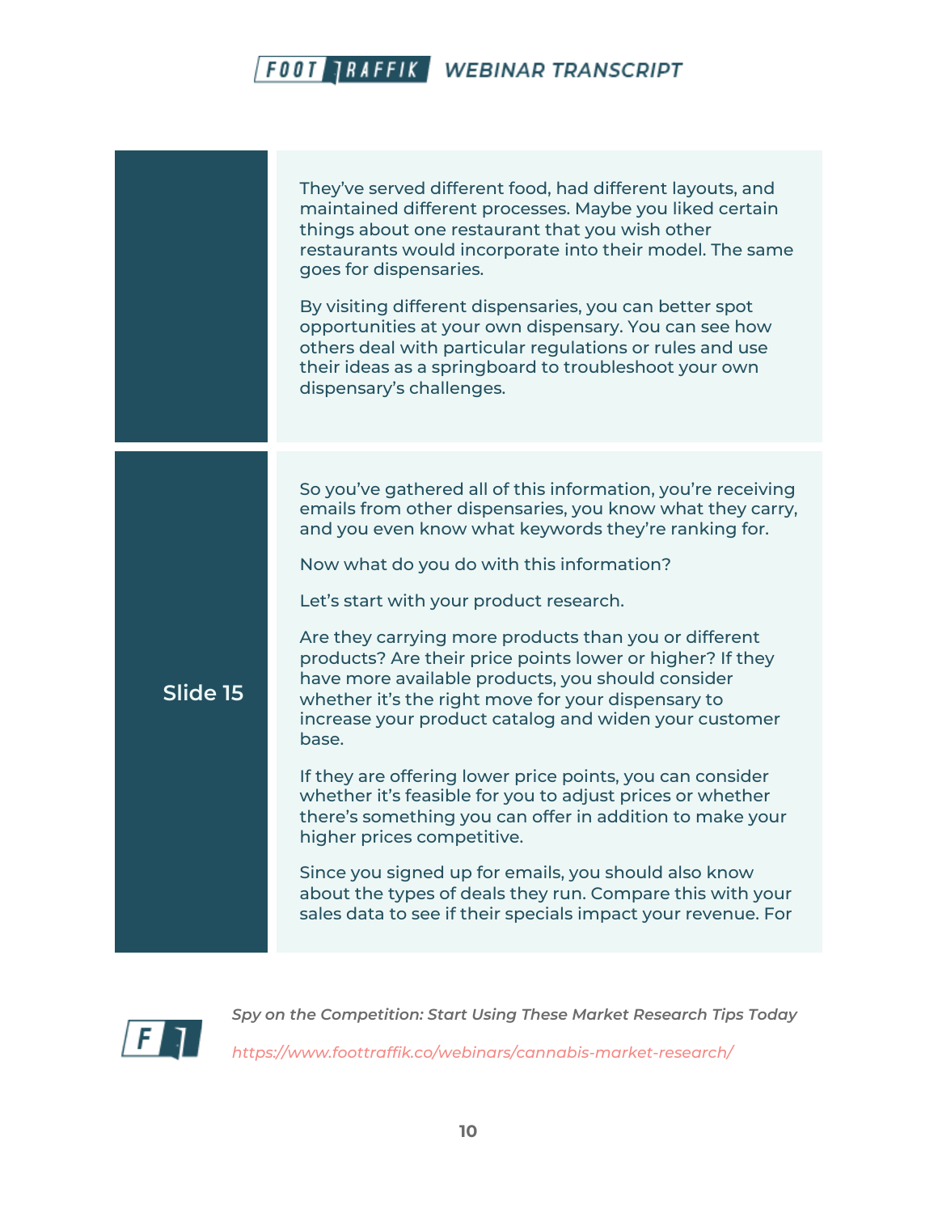They've served different food, had different layouts, and maintained different processes. Maybe you liked certain things about one restaurant that you wish other restaurants would incorporate into their model. The same goes for dispensaries.

By visiting different dispensaries, you can better spot opportunities at your own dispensary. You can see how others deal with particular regulations or rules and use their ideas as a springboard to troubleshoot your own dispensary's challenges.

**Slide 15**

So you've gathered all of this information, you're receiving emails from other dispensaries, you know what they carry, and you even know what keywords they're ranking for.

Now what do you do with this information?

Let's start with your product research.

Are they carrying more products than you or different products? Are their price points lower or higher? If they have more available products, you should consider whether it's the right move for your dispensary to increase your product catalog and widen your customer base.

If they are offering lower price points, you can consider whether it's feasible for you to adjust prices or whether there's something you can offer in addition to make your higher prices competitive.

Since you signed up for emails, you should also know about the types of deals they run. Compare this with your sales data to see if their specials impact your revenue. For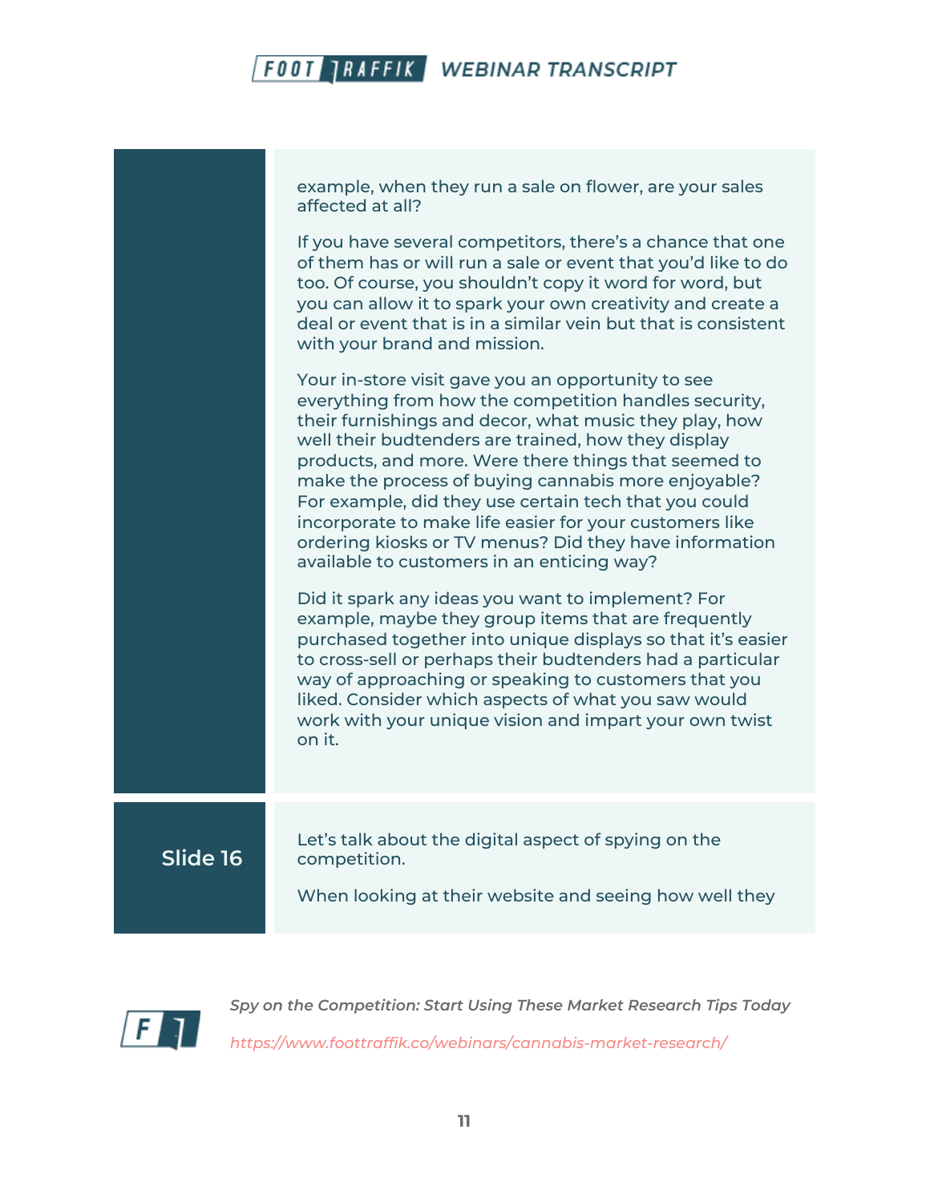example, when they run a sale on flower, are your sales affected at all?

If you have several competitors, there's a chance that one of them has or will run a sale or event that you'd like to do too. Of course, you shouldn't copy it word for word, but you can allow it to spark your own creativity and create a deal or event that is in a similar vein but that is consistent with your brand and mission.

Your in-store visit gave you an opportunity to see everything from how the competition handles security, their furnishings and decor, what music they play, how well their budtenders are trained, how they display products, and more. Were there things that seemed to make the process of buying cannabis more enjoyable? For example, did they use certain tech that you could incorporate to make life easier for your customers like ordering kiosks or TV menus? Did they have information available to customers in an enticing way?

Did it spark any ideas you want to implement? For example, maybe they group items that are frequently purchased together into unique displays so that it's easier to cross-sell or perhaps their budtenders had a particular way of approaching or speaking to customers that you liked. Consider which aspects of what you saw would work with your unique vision and impart your own twist on it.

## Slide 16

Let's talk about the digital aspect of spying on the competition.

When looking at their website and seeing how well they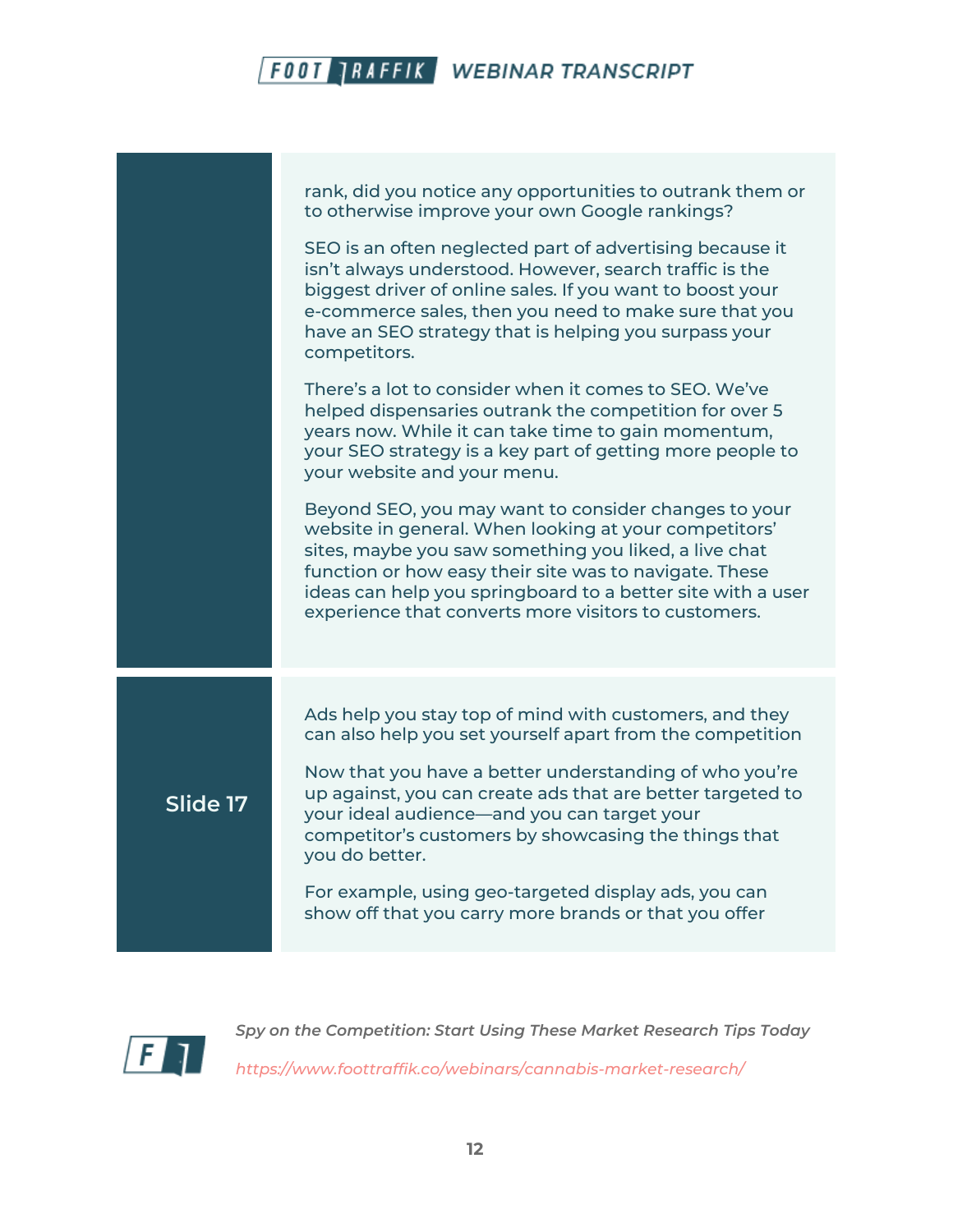rank, did you notice any opportunities to outrank them or to otherwise improve your own Google rankings?

SEO is an often neglected part of advertising because it isn't always understood. However, search traffic is the biggest driver of online sales. If you want to boost your e-commerce sales, then you need to make sure that you have an SEO strategy that is helping you surpass your competitors.

There's a lot to consider when it comes to SEO. We've helped dispensaries outrank the competition for over 5 years now. While it can take time to gain momentum, your SEO strategy is a key part of getting more people to your website and your menu.

Beyond SEO, you may want to consider changes to your website in general. When looking at your competitors' sites, maybe you saw something you liked, a live chat function or how easy their site was to navigate. These ideas can help you springboard to a better site with a user experience that converts more visitors to customers.

**Slide 17**

Ads help you stay top of mind with customers, and they can also help you set yourself apart from the competition

Now that you have a better understanding of who you're up against, you can create ads that are better targeted to your ideal audience—and you can target your competitor's customers by showcasing the things that you do better.

For example, using geo-targeted display ads, you can show off that you carry more brands or that you offer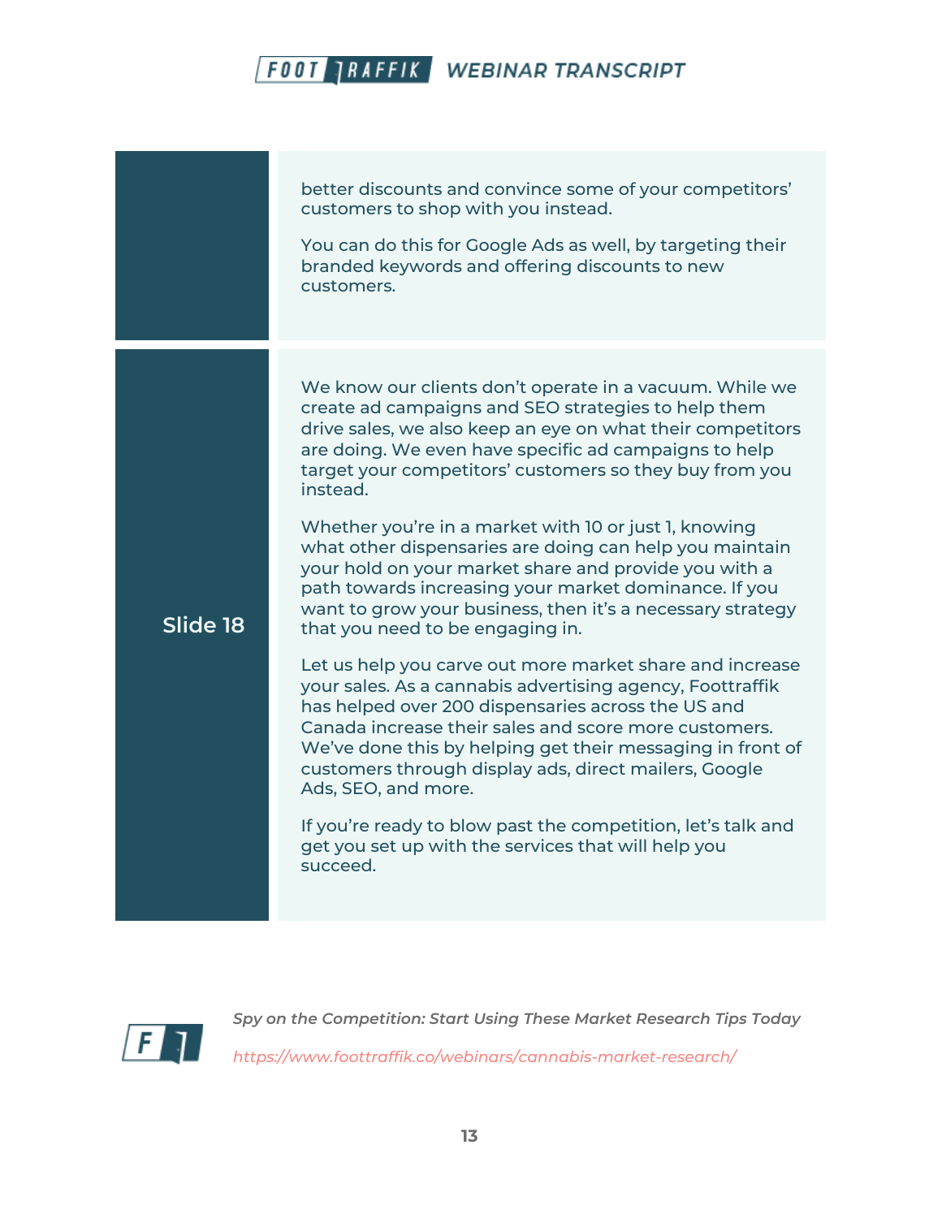| | |
|---|---|
| | better discounts and convince some of your competitors' customers to shop with you instead.<br><br>You can do this for Google Ads as well, by targeting their branded keywords and offering discounts to new customers. |
| **Slide 18** | We know our clients don't operate in a vacuum. While we create ad campaigns and SEO strategies to help them drive sales, we also keep an eye on what their competitors are doing. We even have specific ad campaigns to help target your competitors' customers so they buy from you instead.<br><br>Whether you're in a market with 10 or just 1, knowing what other dispensaries are doing can help you maintain your hold on your market share and provide you with a path towards increasing your market dominance. If you want to grow your business, then it's a necessary strategy that you need to be engaging in.<br><br>Let us help you carve out more market share and increase your sales. As a cannabis advertising agency, Foottraffik has helped over 200 dispensaries across the US and Canada increase their sales and score more customers. We've done this by helping get their messaging in front of customers through display ads, direct mailers, Google Ads, SEO, and more.<br><br>If you're ready to blow past the competition, let's talk and get you set up with the services that will help you succeed. |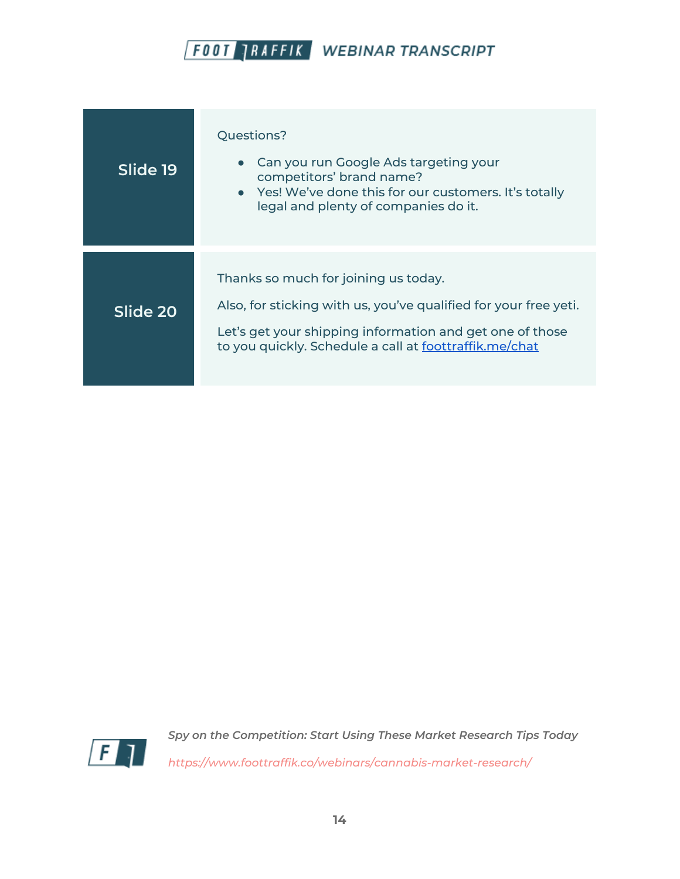| | |
|---|---|
| **Slide 19** | Questions?<br><br>- Can you run Google Ads targeting your competitors' brand name?<br>- Yes! We've done this for our customers. It's totally legal and plenty of companies do it. |
| **Slide 20** | Thanks so much for joining us today.<br><br>Also, for sticking with us, you've qualified for your free yeti.<br><br>Let's get your shipping information and get one of those to you quickly. Schedule a call at [foottraffik.me/chat](foottraffik.me/chat) |